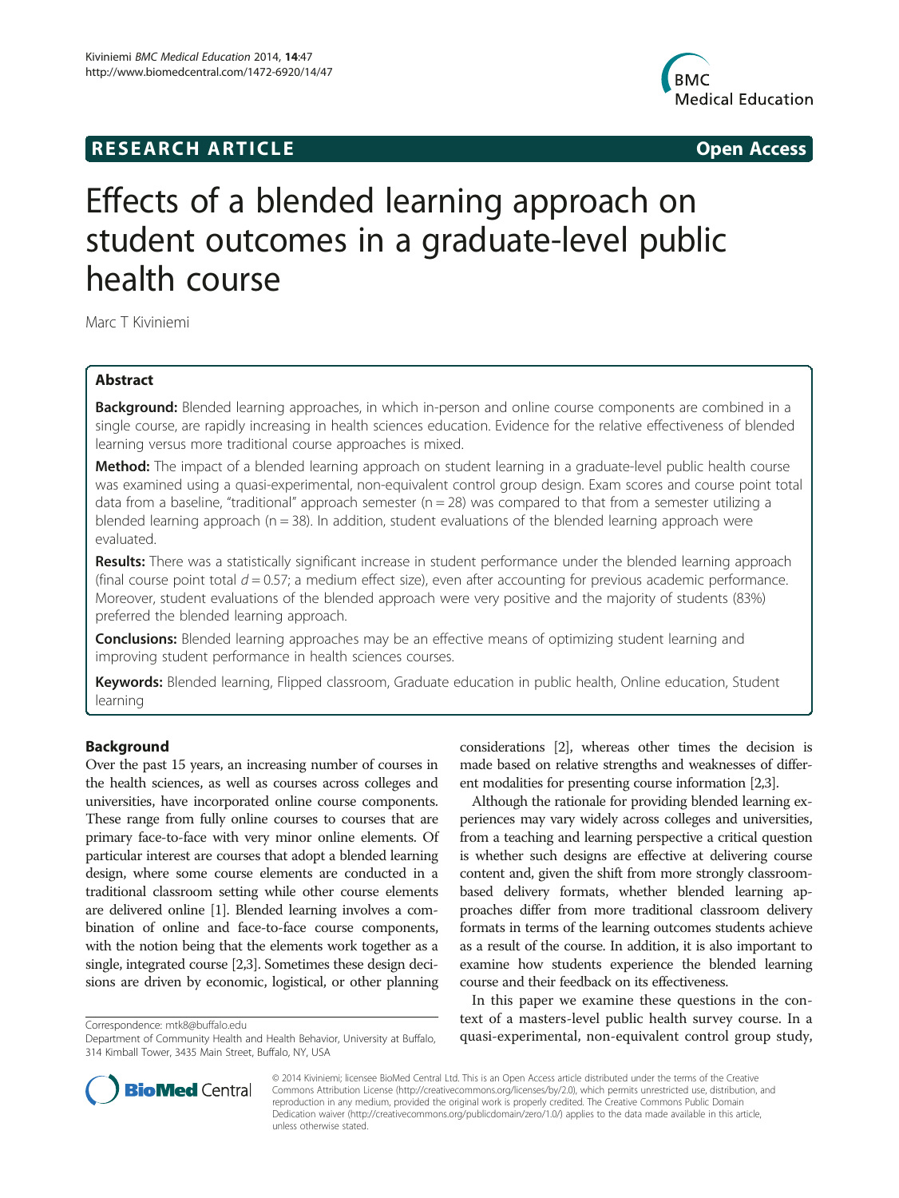RESEARCH ARTICLE Open Access

# Effects of a blended learning approach on student outcomes in a graduate-level public health course

Marc T Kiviniemi

## Abstract

**Background:** Blended learning approaches, in which in-person and online course components are combined in a single course, are rapidly increasing in health sciences education. Evidence for the relative effectiveness of blended learning versus more traditional course approaches is mixed.

**Method:** The impact of a blended learning approach on student learning in a graduate-level public health course was examined using a quasi-experimental, non-equivalent control group design. Exam scores and course point total data from a baseline, "traditional" approach semester (n = 28) was compared to that from a semester utilizing a blended learning approach (n = 38). In addition, student evaluations of the blended learning approach were evaluated.

**Results:** There was a statistically significant increase in student performance under the blended learning approach (final course point total $d = 0.57$; a medium effect size), even after accounting for previous academic performance. Moreover, student evaluations of the blended approach were very positive and the majority of students (83%) preferred the blended learning approach.

**Conclusions:** Blended learning approaches may be an effective means of optimizing student learning and improving student performance in health sciences courses.

**Keywords:** Blended learning, Flipped classroom, Graduate education in public health, Online education, Student learning

## Background

Over the past 15 years, an increasing number of courses in the health sciences, as well as courses across colleges and universities, have incorporated online course components. These range from fully online courses to courses that are primary face-to-face with very minor online elements. Of particular interest are courses that adopt a blended learning design, where some course elements are conducted in a traditional classroom setting while other course elements are delivered online [1]. Blended learning involves a combination of online and face-to-face course components, with the notion being that the elements work together as a single, integrated course [2,3]. Sometimes these design decisions are driven by economic, logistical, or other planning considerations [2], whereas other times the decision is made based on relative strengths and weaknesses of different modalities for presenting course information [2,3].

Although the rationale for providing blended learning experiences may vary widely across colleges and universities, from a teaching and learning perspective a critical question is whether such designs are effective at delivering course content and, given the shift from more strongly classroom-based delivery formats, whether blended learning approaches differ from more traditional classroom delivery formats in terms of the learning outcomes students achieve as a result of the course. In addition, it is also important to examine how students experience the blended learning course and their feedback on its effectiveness.

In this paper we examine these questions in the context of a masters-level public health survey course. In a quasi-experimental, non-equivalent control group study,

Correspondence: mtk8@buffalo.edu
Department of Community Health and Health Behavior, University at Buffalo, 314 Kimball Tower, 3435 Main Street, Buffalo, NY, USA

© 2014 Kiviniemi; licensee BioMed Central Ltd. This is an Open Access article distributed under the terms of the Creative Commons Attribution License (http://creativecommons.org/licenses/by/2.0), which permits unrestricted use, distribution, and reproduction in any medium, provided the original work is properly credited. The Creative Commons Public Domain Dedication waiver (http://creativecommons.org/publicdomain/zero/1.0/) applies to the data made available in this article, unless otherwise stated.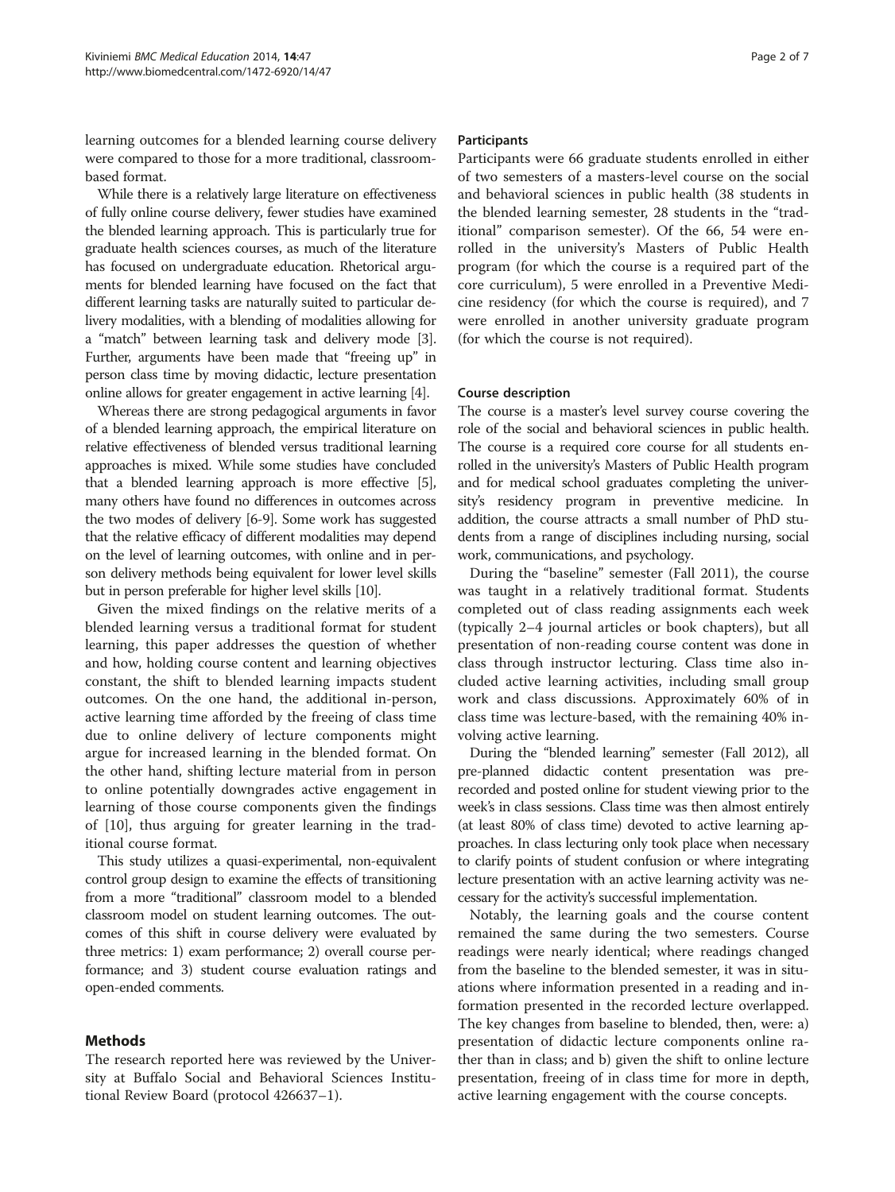learning outcomes for a blended learning course delivery were compared to those for a more traditional, classroom-based format.

While there is a relatively large literature on effectiveness of fully online course delivery, fewer studies have examined the blended learning approach. This is particularly true for graduate health sciences courses, as much of the literature has focused on undergraduate education. Rhetorical arguments for blended learning have focused on the fact that different learning tasks are naturally suited to particular delivery modalities, with a blending of modalities allowing for a "match" between learning task and delivery mode [3]. Further, arguments have been made that "freeing up" in person class time by moving didactic, lecture presentation online allows for greater engagement in active learning [4].

Whereas there are strong pedagogical arguments in favor of a blended learning approach, the empirical literature on relative effectiveness of blended versus traditional learning approaches is mixed. While some studies have concluded that a blended learning approach is more effective [5], many others have found no differences in outcomes across the two modes of delivery [6-9]. Some work has suggested that the relative efficacy of different modalities may depend on the level of learning outcomes, with online and in person delivery methods being equivalent for lower level skills but in person preferable for higher level skills [10].

Given the mixed findings on the relative merits of a blended learning versus a traditional format for student learning, this paper addresses the question of whether and how, holding course content and learning objectives constant, the shift to blended learning impacts student outcomes. On the one hand, the additional in-person, active learning time afforded by the freeing of class time due to online delivery of lecture components might argue for increased learning in the blended format. On the other hand, shifting lecture material from in person to online potentially downgrades active engagement in learning of those course components given the findings of [10], thus arguing for greater learning in the traditional course format.

This study utilizes a quasi-experimental, non-equivalent control group design to examine the effects of transitioning from a more "traditional" classroom model to a blended classroom model on student learning outcomes. The outcomes of this shift in course delivery were evaluated by three metrics: 1) exam performance; 2) overall course performance; and 3) student course evaluation ratings and open-ended comments.

## Methods

The research reported here was reviewed by the University at Buffalo Social and Behavioral Sciences Institutional Review Board (protocol 426637–1).

### Participants

Participants were 66 graduate students enrolled in either of two semesters of a masters-level course on the social and behavioral sciences in public health (38 students in the blended learning semester, 28 students in the "traditional" comparison semester). Of the 66, 54 were enrolled in the university's Masters of Public Health program (for which the course is a required part of the core curriculum), 5 were enrolled in a Preventive Medicine residency (for which the course is required), and 7 were enrolled in another university graduate program (for which the course is not required).

### Course description

The course is a master's level survey course covering the role of the social and behavioral sciences in public health. The course is a required core course for all students enrolled in the university's Masters of Public Health program and for medical school graduates completing the university's residency program in preventive medicine. In addition, the course attracts a small number of PhD students from a range of disciplines including nursing, social work, communications, and psychology.

During the "baseline" semester (Fall 2011), the course was taught in a relatively traditional format. Students completed out of class reading assignments each week (typically 2–4 journal articles or book chapters), but all presentation of non-reading course content was done in class through instructor lecturing. Class time also included active learning activities, including small group work and class discussions. Approximately 60% of in class time was lecture-based, with the remaining 40% involving active learning.

During the "blended learning" semester (Fall 2012), all pre-planned didactic content presentation was pre-recorded and posted online for student viewing prior to the week's in class sessions. Class time was then almost entirely (at least 80% of class time) devoted to active learning approaches. In class lecturing only took place when necessary to clarify points of student confusion or where integrating lecture presentation with an active learning activity was necessary for the activity's successful implementation.

Notably, the learning goals and the course content remained the same during the two semesters. Course readings were nearly identical; where readings changed from the baseline to the blended semester, it was in situations where information presented in a reading and information presented in the recorded lecture overlapped. The key changes from baseline to blended, then, were: a) presentation of didactic lecture components online rather than in class; and b) given the shift to online lecture presentation, freeing of in class time for more in depth, active learning engagement with the course concepts.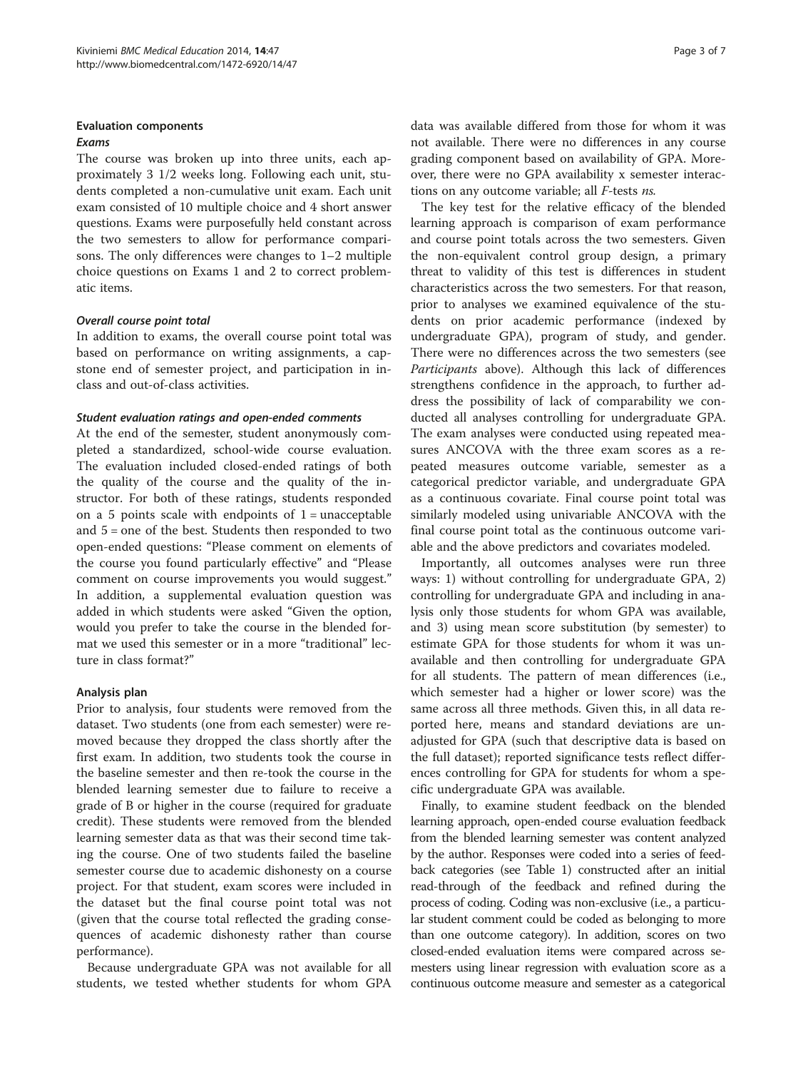### Evaluation components

#### *Exams*

The course was broken up into three units, each approximately 3 1/2 weeks long. Following each unit, students completed a non-cumulative unit exam. Each unit exam consisted of 10 multiple choice and 4 short answer questions. Exams were purposefully held constant across the two semesters to allow for performance comparisons. The only differences were changes to 1–2 multiple choice questions on Exams 1 and 2 to correct problematic items.

#### *Overall course point total*

In addition to exams, the overall course point total was based on performance on writing assignments, a capstone end of semester project, and participation in in-class and out-of-class activities.

#### *Student evaluation ratings and open-ended comments*

At the end of the semester, student anonymously completed a standardized, school-wide course evaluation. The evaluation included closed-ended ratings of both the quality of the course and the quality of the instructor. For both of these ratings, students responded on a 5 points scale with endpoints of 1 = unacceptable and 5 = one of the best. Students then responded to two open-ended questions: "Please comment on elements of the course you found particularly effective" and "Please comment on course improvements you would suggest." In addition, a supplemental evaluation question was added in which students were asked "Given the option, would you prefer to take the course in the blended format we used this semester or in a more "traditional" lecture in class format?"

### Analysis plan

Prior to analysis, four students were removed from the dataset. Two students (one from each semester) were removed because they dropped the class shortly after the first exam. In addition, two students took the course in the baseline semester and then re-took the course in the blended learning semester due to failure to receive a grade of B or higher in the course (required for graduate credit). These students were removed from the blended learning semester data as that was their second time taking the course. One of two students failed the baseline semester course due to academic dishonesty on a course project. For that student, exam scores were included in the dataset but the final course point total was not (given that the course total reflected the grading consequences of academic dishonesty rather than course performance).

Because undergraduate GPA was not available for all students, we tested whether students for whom GPA data was available differed from those for whom it was not available. There were no differences in any course grading component based on availability of GPA. Moreover, there were no GPA availability x semester interactions on any outcome variable; all *F*-tests *ns*.

The key test for the relative efficacy of the blended learning approach is comparison of exam performance and course point totals across the two semesters. Given the non-equivalent control group design, a primary threat to validity of this test is differences in student characteristics across the two semesters. For that reason, prior to analyses we examined equivalence of the students on prior academic performance (indexed by undergraduate GPA), program of study, and gender. There were no differences across the two semesters (see *Participants* above). Although this lack of differences strengthens confidence in the approach, to further address the possibility of lack of comparability we conducted all analyses controlling for undergraduate GPA. The exam analyses were conducted using repeated measures ANCOVA with the three exam scores as a repeated measures outcome variable, semester as a categorical predictor variable, and undergraduate GPA as a continuous covariate. Final course point total was similarly modeled using univariable ANCOVA with the final course point total as the continuous outcome variable and the above predictors and covariates modeled.

Importantly, all outcomes analyses were run three ways: 1) without controlling for undergraduate GPA, 2) controlling for undergraduate GPA and including in analysis only those students for whom GPA was available, and 3) using mean score substitution (by semester) to estimate GPA for those students for whom it was unavailable and then controlling for undergraduate GPA for all students. The pattern of mean differences (i.e., which semester had a higher or lower score) was the same across all three methods. Given this, in all data reported here, means and standard deviations are unadjusted for GPA (such that descriptive data is based on the full dataset); reported significance tests reflect differences controlling for GPA for students for whom a specific undergraduate GPA was available.

Finally, to examine student feedback on the blended learning approach, open-ended course evaluation feedback from the blended learning semester was content analyzed by the author. Responses were coded into a series of feedback categories (see Table 1) constructed after an initial read-through of the feedback and refined during the process of coding. Coding was non-exclusive (i.e., a particular student comment could be coded as belonging to more than one outcome category). In addition, scores on two closed-ended evaluation items were compared across semesters using linear regression with evaluation score as a continuous outcome measure and semester as a categorical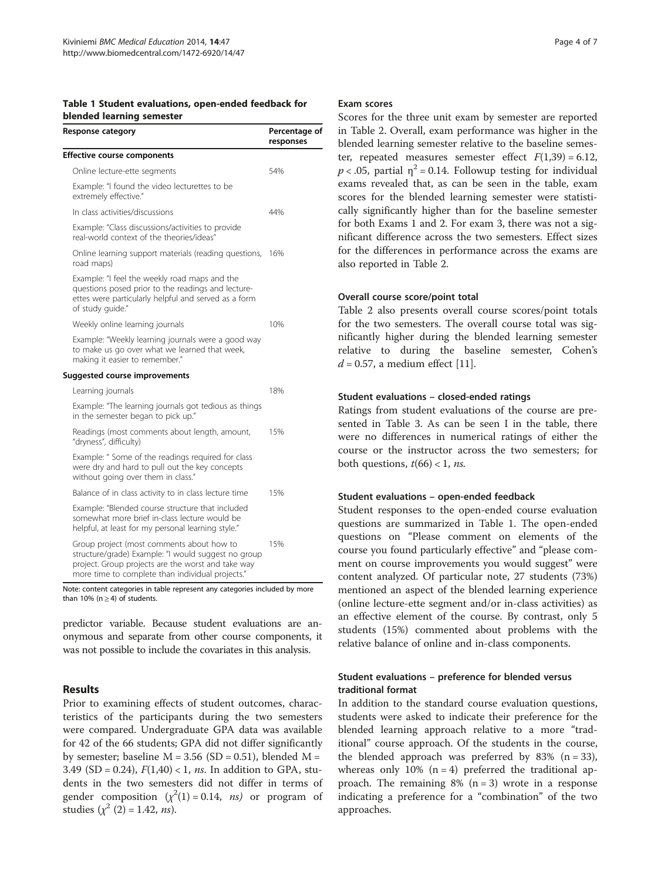**Table 1 Student evaluations, open-ended feedback for blended learning semester**

| Response category | Percentage of responses |
|---|---|
| **Effective course components** | |
| Online lecture-ette segments | 54% |
| Example: "I found the video lecturettes to be extremely effective." | |
| In class activities/discussions | 44% |
| Example: "Class discussions/activities to provide real-world context of the theories/ideas" | |
| Online learning support materials (reading questions, road maps) | 16% |
| Example: "I feel the weekly road maps and the questions posed prior to the readings and lecture-ettes were particularly helpful and served as a form of study guide." | |
| Weekly online learning journals | 10% |
| Example: "Weekly learning journals were a good way to make us go over what we learned that week, making it easier to remember." | |
| **Suggested course improvements** | |
| Learning journals | 18% |
| Example: "The learning journals got tedious as things in the semester began to pick up." | |
| Readings (most comments about length, amount, "dryness", difficulty) | 15% |
| Example: " Some of the readings required for class were dry and hard to pull out the key concepts without going over them in class." | |
| Balance of in class activity to in class lecture time | 15% |
| Example: "Blended course structure that included somewhat more brief in-class lecture would be helpful, at least for my personal learning style." | |
| Group project (most comments about how to structure/grade) Example: "I would suggest no group project. Group projects are the worst and take way more time to complete than individual projects." | 15% |

Note: content categories in table represent any categories included by more than 10% ($n \geq 4$) of students.

predictor variable. Because student evaluations are anonymous and separate from other course components, it was not possible to include the covariates in this analysis.

## Results

Prior to examining effects of student outcomes, characteristics of the participants during the two semesters were compared. Undergraduate GPA data was available for 42 of the 66 students; GPA did not differ significantly by semester; baseline M = 3.56 (SD = 0.51), blended M = 3.49 (SD = 0.24), $F(1,40) < 1$, *ns*. In addition to GPA, students in the two semesters did not differ in terms of gender composition ($\chi^2(1) = 0.14$, *ns)* or program of studies ($\chi^2$ (2) = 1.42, *ns*).

### Exam scores

Scores for the three unit exam by semester are reported in Table 2. Overall, exam performance was higher in the blended learning semester relative to the baseline semester, repeated measures semester effect $F(1,39) = 6.12$, $p < .05$, partial $\eta^2 = 0.14$. Followup testing for individual exams revealed that, as can be seen in the table, exam scores for the blended learning semester were statistically significantly higher than for the baseline semester for both Exams 1 and 2. For exam 3, there was not a significant difference across the two semesters. Effect sizes for the differences in performance across the exams are also reported in Table 2.

### Overall course score/point total

Table 2 also presents overall course scores/point totals for the two semesters. The overall course total was significantly higher during the blended learning semester relative to during the baseline semester, Cohen's $d = 0.57$, a medium effect [11].

### Student evaluations – closed-ended ratings

Ratings from student evaluations of the course are presented in Table 3. As can be seen I in the table, there were no differences in numerical ratings of either the course or the instructor across the two semesters; for both questions, $t(66) < 1$, *ns.*

### Student evaluations – open-ended feedback

Student responses to the open-ended course evaluation questions are summarized in Table 1. The open-ended questions on "Please comment on elements of the course you found particularly effective" and "please comment on course improvements you would suggest" were content analyzed. Of particular note, 27 students (73%) mentioned an aspect of the blended learning experience (online lecture-ette segment and/or in-class activities) as an effective element of the course. By contrast, only 5 students (15%) commented about problems with the relative balance of online and in-class components.

### Student evaluations – preference for blended versus traditional format

In addition to the standard course evaluation questions, students were asked to indicate their preference for the blended learning approach relative to a more "traditional" course approach. Of the students in the course, the blended approach was preferred by 83% (n = 33), whereas only 10% (n = 4) preferred the traditional approach. The remaining 8% (n = 3) wrote in a response indicating a preference for a "combination" of the two approaches.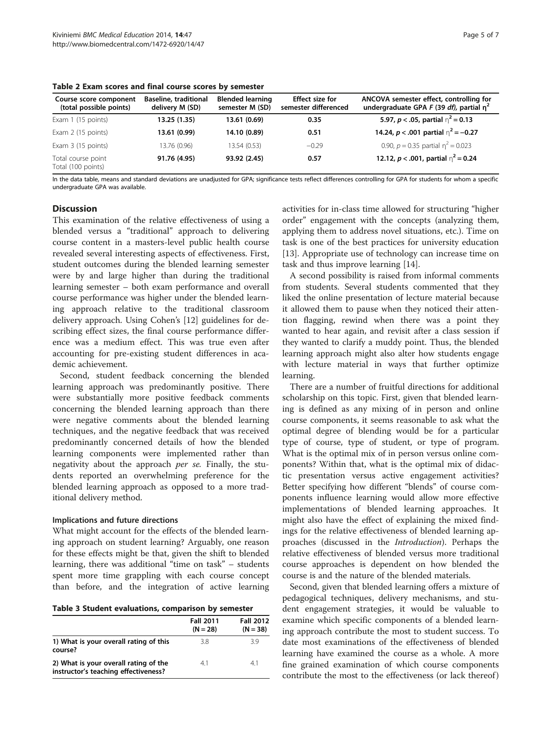**Table 2 Exam scores and final course scores by semester**

| Course score component (total possible points) | Baseline, traditional delivery M (SD) | Blended learning semester M (SD) | Effect size for semester differenced | ANCOVA semester effect, controlling for undergraduate GPA *F* (39 *df*), partial $\eta^2$ |
|---|---|---|---|---|
| Exam 1 (15 points) | **13.25 (1.35)** | **13.61 (0.69)** | **0.35** | **5.97, $p < .05$, partial $\eta^2 = 0.13$** |
| Exam 2 (15 points) | **13.61 (0.99)** | **14.10 (0.89)** | **0.51** | **14.24, $p < .001$ partial $\eta^2 = -0.27$** |
| Exam 3 (15 points) | 13.76 (0.96) | 13.54 (0.53) | −0.29 | 0.90, $p = 0.35$ partial $\eta^2 = 0.023$ |
| Total course point Total (100 points) | **91.76 (4.95)** | **93.92 (2.45)** | **0.57** | **12.12, $p < .001$, partial $\eta^2 = 0.24$** |

In the data table, means and standard deviations are unadjusted for GPA; significance tests reflect differences controlling for GPA for students for whom a specific undergraduate GPA was available.

## Discussion

This examination of the relative effectiveness of using a blended versus a "traditional" approach to delivering course content in a masters-level public health course revealed several interesting aspects of effectiveness. First, student outcomes during the blended learning semester were by and large higher than during the traditional learning semester – both exam performance and overall course performance was higher under the blended learning approach relative to the traditional classroom delivery approach. Using Cohen's [12] guidelines for describing effect sizes, the final course performance difference was a medium effect. This was true even after accounting for pre-existing student differences in academic achievement.

Second, student feedback concerning the blended learning approach was predominantly positive. There were substantially more positive feedback comments concerning the blended learning approach than there were negative comments about the blended learning techniques, and the negative feedback that was received predominantly concerned details of how the blended learning components were implemented rather than negativity about the approach *per se*. Finally, the students reported an overwhelming preference for the blended learning approach as opposed to a more traditional delivery method.

### Implications and future directions

What might account for the effects of the blended learning approach on student learning? Arguably, one reason for these effects might be that, given the shift to blended learning, there was additional "time on task" – students spent more time grappling with each course concept than before, and the integration of active learning activities for in-class time allowed for structuring "higher order" engagement with the concepts (analyzing them, applying them to address novel situations, etc.). Time on task is one of the best practices for university education [13]. Appropriate use of technology can increase time on task and thus improve learning [14].

**Table 3 Student evaluations, comparison by semester**

| | Fall 2011 (N = 28) | Fall 2012 (N = 38) |
|---|---|---|
| **1) What is your overall rating of this course?** | 3.8 | 3.9 |
| **2) What is your overall rating of the instructor's teaching effectiveness?** | 4.1 | 4.1 |

A second possibility is raised from informal comments from students. Several students commented that they liked the online presentation of lecture material because it allowed them to pause when they noticed their attention flagging, rewind when there was a point they wanted to hear again, and revisit after a class session if they wanted to clarify a muddy point. Thus, the blended learning approach might also alter how students engage with lecture material in ways that further optimize learning.

There are a number of fruitful directions for additional scholarship on this topic. First, given that blended learning is defined as any mixing of in person and online course components, it seems reasonable to ask what the optimal degree of blending would be for a particular type of course, type of student, or type of program. What is the optimal mix of in person versus online components? Within that, what is the optimal mix of didactic presentation versus active engagement activities? Better specifying how different "blends" of course components influence learning would allow more effective implementations of blended learning approaches. It might also have the effect of explaining the mixed findings for the relative effectiveness of blended learning approaches (discussed in the *Introduction*). Perhaps the relative effectiveness of blended versus more traditional course approaches is dependent on how blended the course is and the nature of the blended materials.

Second, given that blended learning offers a mixture of pedagogical techniques, delivery mechanisms, and student engagement strategies, it would be valuable to examine which specific components of a blended learning approach contribute the most to student success. To date most examinations of the effectiveness of blended learning have examined the course as a whole. A more fine grained examination of which course components contribute the most to the effectiveness (or lack thereof)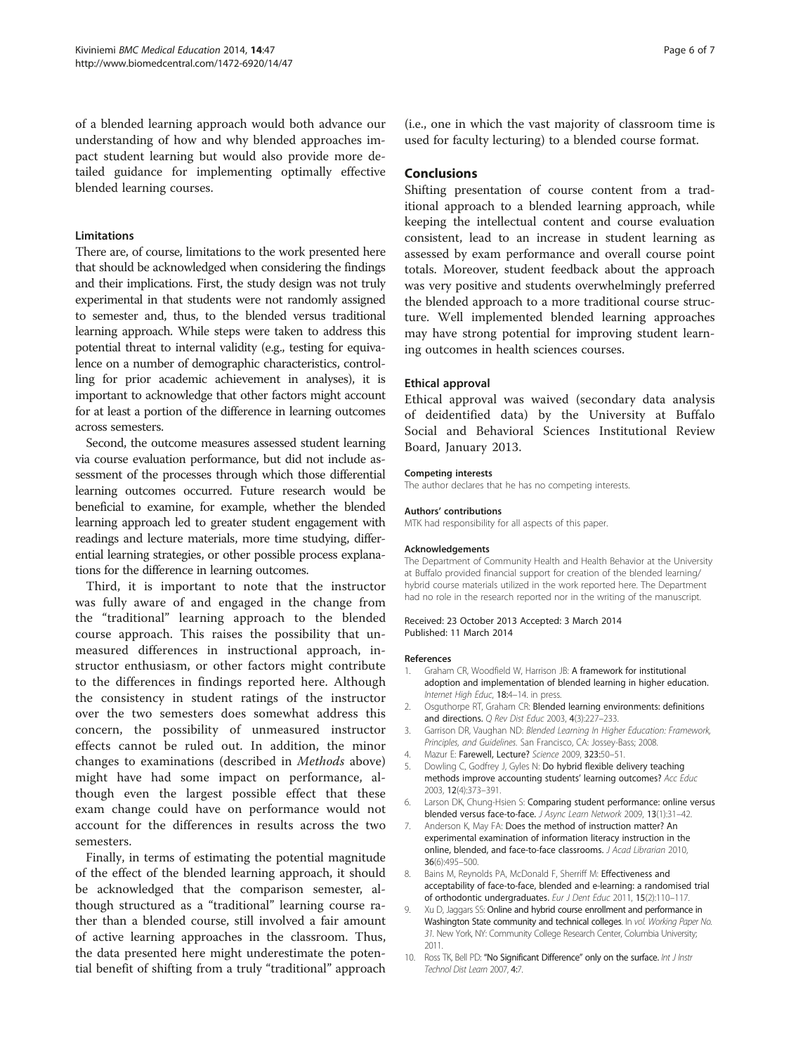of a blended learning approach would both advance our understanding of how and why blended approaches impact student learning but would also provide more detailed guidance for implementing optimally effective blended learning courses.

### Limitations

There are, of course, limitations to the work presented here that should be acknowledged when considering the findings and their implications. First, the study design was not truly experimental in that students were not randomly assigned to semester and, thus, to the blended versus traditional learning approach. While steps were taken to address this potential threat to internal validity (e.g., testing for equivalence on a number of demographic characteristics, controlling for prior academic achievement in analyses), it is important to acknowledge that other factors might account for at least a portion of the difference in learning outcomes across semesters.

Second, the outcome measures assessed student learning via course evaluation performance, but did not include assessment of the processes through which those differential learning outcomes occurred. Future research would be beneficial to examine, for example, whether the blended learning approach led to greater student engagement with readings and lecture materials, more time studying, differential learning strategies, or other possible process explanations for the difference in learning outcomes.

Third, it is important to note that the instructor was fully aware of and engaged in the change from the "traditional" learning approach to the blended course approach. This raises the possibility that unmeasured differences in instructional approach, instructor enthusiasm, or other factors might contribute to the differences in findings reported here. Although the consistency in student ratings of the instructor over the two semesters does somewhat address this concern, the possibility of unmeasured instructor effects cannot be ruled out. In addition, the minor changes to examinations (described in *Methods* above) might have had some impact on performance, although even the largest possible effect that these exam change could have on performance would not account for the differences in results across the two semesters.

Finally, in terms of estimating the potential magnitude of the effect of the blended learning approach, it should be acknowledged that the comparison semester, although structured as a "traditional" learning course rather than a blended course, still involved a fair amount of active learning approaches in the classroom. Thus, the data presented here might underestimate the potential benefit of shifting from a truly "traditional" approach (i.e., one in which the vast majority of classroom time is used for faculty lecturing) to a blended course format.

## Conclusions

Shifting presentation of course content from a traditional approach to a blended learning approach, while keeping the intellectual content and course evaluation consistent, lead to an increase in student learning as assessed by exam performance and overall course point totals. Moreover, student feedback about the approach was very positive and students overwhelmingly preferred the blended approach to a more traditional course structure. Well implemented blended learning approaches may have strong potential for improving student learning outcomes in health sciences courses.

### Ethical approval

Ethical approval was waived (secondary data analysis of deidentified data) by the University at Buffalo Social and Behavioral Sciences Institutional Review Board, January 2013.

#### Competing interests

The author declares that he has no competing interests.

#### Authors' contributions

MTK had responsibility for all aspects of this paper.

#### Acknowledgements

The Department of Community Health and Health Behavior at the University at Buffalo provided financial support for creation of the blended learning/hybrid course materials utilized in the work reported here. The Department had no role in the research reported nor in the writing of the manuscript.

Received: 23 October 2013 Accepted: 3 March 2014
Published: 11 March 2014

#### References

1. Graham CR, Woodfield W, Harrison JB: **A framework for institutional adoption and implementation of blended learning in higher education.** *Internet High Educ*, **18**:4–14. in press.
2. Osguthorpe RT, Graham CR: **Blended learning environments: definitions and directions.** *Q Rev Dist Educ* 2003, **4**(3):227–233.
3. Garrison DR, Vaughan ND: *Blended Learning In Higher Education: Framework, Principles, and Guidelines.* San Francisco, CA: Jossey-Bass; 2008.
4. Mazur E: **Farewell, Lecture?** *Science* 2009, **323**:50–51.
5. Dowling C, Godfrey J, Gyles N: **Do hybrid flexible delivery teaching methods improve accounting students' learning outcomes?** *Acc Educ* 2003, **12**(4):373–391.
6. Larson DK, Chung-Hsien S: **Comparing student performance: online versus blended versus face-to-face.** *J Async Learn Network* 2009, **13**(1):31–42.
7. Anderson K, May FA: **Does the method of instruction matter? An experimental examination of information literacy instruction in the online, blended, and face-to-face classrooms.** *J Acad Librarian* 2010, **36**(6):495–500.
8. Bains M, Reynolds PA, McDonald F, Sherriff M: **Effectiveness and acceptability of face-to-face, blended and e-learning: a randomised trial of orthodontic undergraduates.** *Eur J Dent Educ* 2011, **15**(2):110–117.
9. Xu D, Jaggars SS: **Online and hybrid course enrollment and performance in Washington State community and technical colleges.** In *vol. Working Paper No. 31*. New York, NY: Community College Research Center, Columbia University; 2011.
10. Ross TK, Bell PD: **"No Significant Difference" only on the surface.** *Int J Instr Technol Dist Learn* 2007, **4**:7.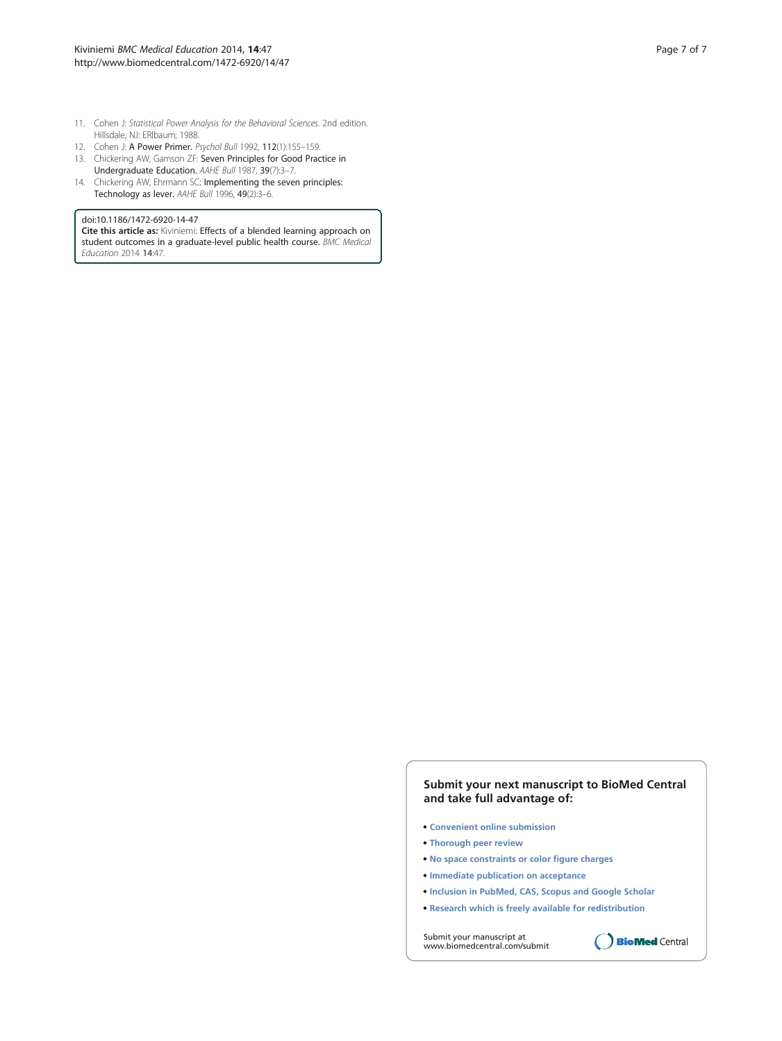11. Cohen J: *Statistical Power Analysis for the Behavioral Sciences*. 2nd edition. Hillsdale, NJ: ERlbaum; 1988.
12. Cohen J: **A Power Primer.** *Psychol Bull* 1992, **112**(1):155–159.
13. Chickering AW, Gamson ZF: **Seven Principles for Good Practice in Undergraduate Education.** *AAHE Bull* 1987, **39**(7):3–7.
14. Chickering AW, Ehrmann SC: **Implementing the seven principles: Technology as lever.** *AAHE Bull* 1996, **49**(2):3–6.

doi:10.1186/1472-6920-14-47

**Cite this article as:** Kiviniemi: Effects of a blended learning approach on student outcomes in a graduate-level public health course. *BMC Medical Education* 2014 **14**:47.

**Submit your next manuscript to BioMed Central and take full advantage of:**

- **Convenient online submission**
- **Thorough peer review**
- **No space constraints or color figure charges**
- **Immediate publication on acceptance**
- **Inclusion in PubMed, CAS, Scopus and Google Scholar**
- **Research which is freely available for redistribution**

Submit your manuscript at
www.biomedcentral.com/submit

BioMed Central